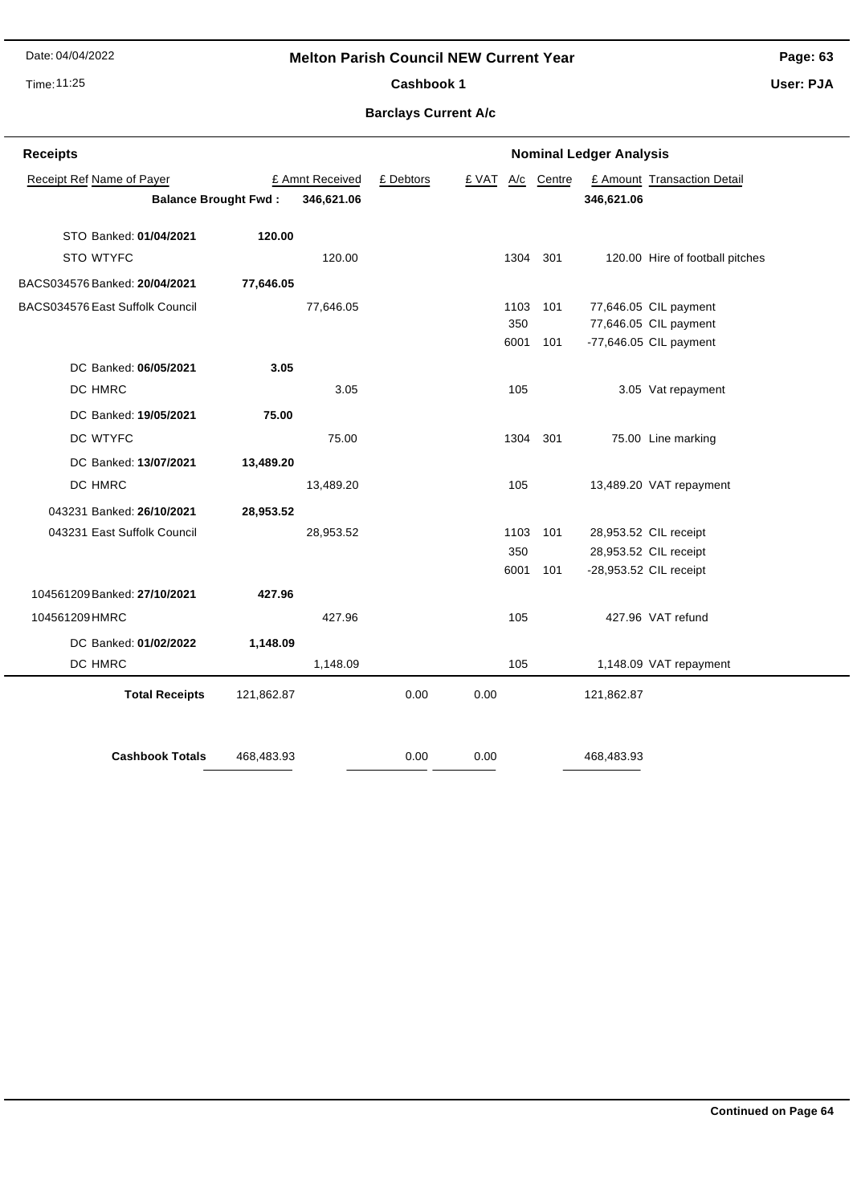# Melton Parish Council NEW Current Year

Date: 04/04/2022
Time: 11:25

**Cashbook 1**

**Barclays Current A/c**

## Receipts

| Receipt Ref | Name of Payer | £ Amnt Received | £ Debtors | £ VAT | A/c | Centre | £ Amount | Transaction Detail |
|---|---|---|---|---|---|---|---|---|
| | **Balance Brought Fwd :** | **346,621.06** | | | | | **346,621.06** | |
| STO | Banked: **01/04/2021** | **120.00** | | | | | | |
| STO | WTYFC | 120.00 | | | 1304 | 301 | 120.00 | Hire of football pitches |
| BACS034576 | Banked: **20/04/2021** | **77,646.05** | | | | | | |
| BACS034576 | East Suffolk Council | 77,646.05 | | | 1103 | 101 | 77,646.05 | CIL payment |
| | | | | | 350 | | 77,646.05 | CIL payment |
| | | | | | 6001 | 101 | -77,646.05 | CIL payment |
| DC | Banked: **06/05/2021** | **3.05** | | | | | | |
| DC | HMRC | 3.05 | | | 105 | | 3.05 | Vat repayment |
| DC | Banked: **19/05/2021** | **75.00** | | | | | | |
| DC | WTYFC | 75.00 | | | 1304 | 301 | 75.00 | Line marking |
| DC | Banked: **13/07/2021** | **13,489.20** | | | | | | |
| DC | HMRC | 13,489.20 | | | 105 | | 13,489.20 | VAT repayment |
| 043231 | Banked: **26/10/2021** | **28,953.52** | | | | | | |
| 043231 | East Suffolk Council | 28,953.52 | | | 1103 | 101 | 28,953.52 | CIL receipt |
| | | | | | 350 | | 28,953.52 | CIL receipt |
| | | | | | 6001 | 101 | -28,953.52 | CIL receipt |
| 104561209 | Banked: **27/10/2021** | **427.96** | | | | | | |
| 104561209 | HMRC | 427.96 | | | 105 | | 427.96 | VAT refund |
| DC | Banked: **01/02/2022** | **1,148.09** | | | | | | |
| DC | HMRC | 1,148.09 | | | 105 | | 1,148.09 | VAT repayment |
| | **Total Receipts** | 121,862.87 | 0.00 | 0.00 | | | 121,862.87 | |
| | **Cashbook Totals** | 468,483.93 | 0.00 | 0.00 | | | 468,483.93 | |

**Continued on Page 64**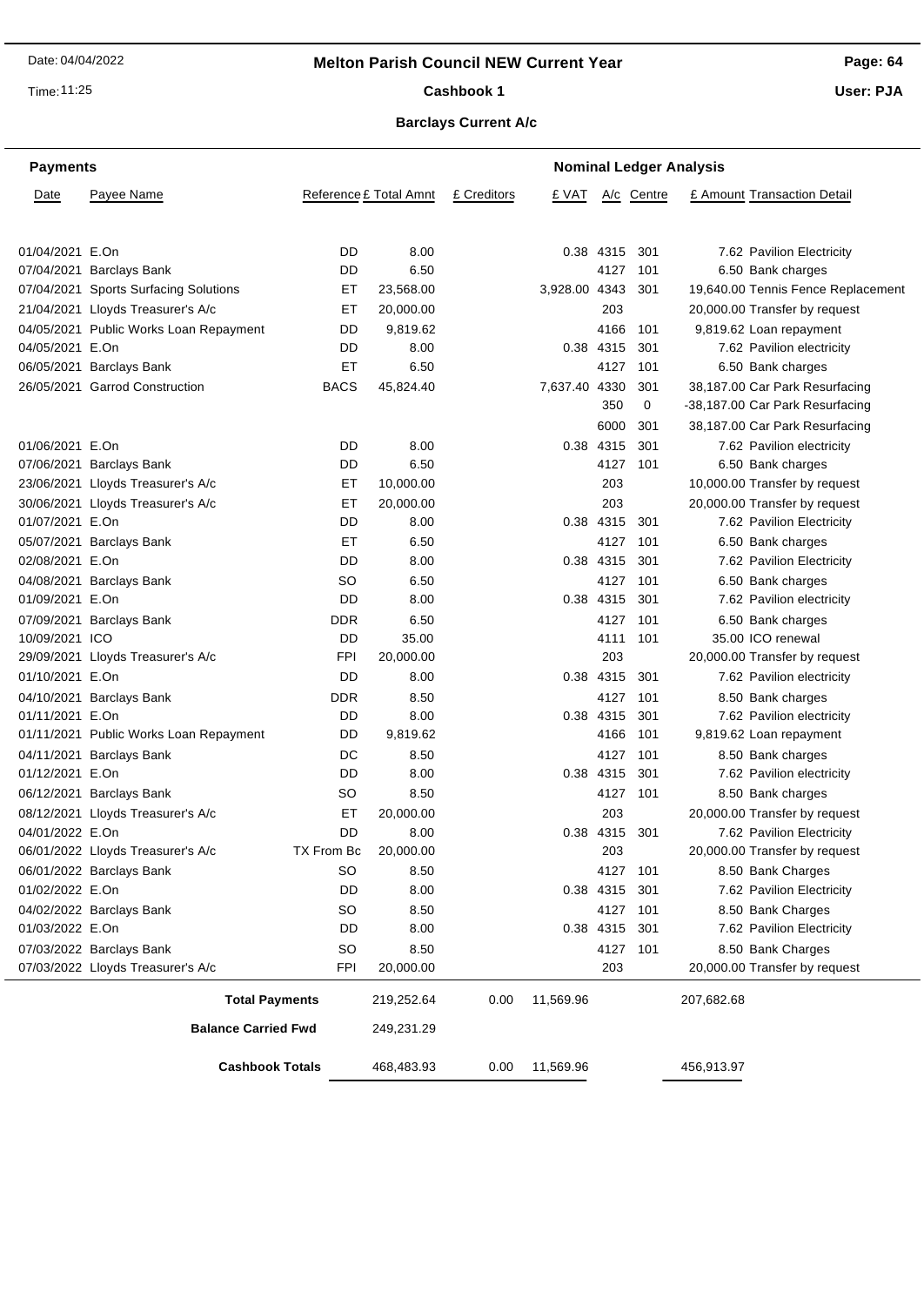Date: 04/04/2022

Time: 11:25

# Melton Parish Council NEW Current Year

## Cashbook 1

### Barclays Current A/c

Page: 64

User: PJA

**Payments** — **Nominal Ledger Analysis**

| Date | Payee Name | Reference | £ Total Amnt | £ Creditors | £ VAT | A/c | Centre | £ Amount | Transaction Detail |
|---|---|---|---|---|---|---|---|---|---|
| 01/04/2021 | E.On | DD | 8.00 | | 0.38 | 4315 | 301 | 7.62 | Pavilion Electricity |
| 07/04/2021 | Barclays Bank | DD | 6.50 | | | 4127 | 101 | 6.50 | Bank charges |
| 07/04/2021 | Sports Surfacing Solutions | ET | 23,568.00 | | 3,928.00 | 4343 | 301 | 19,640.00 | Tennis Fence Replacement |
| 21/04/2021 | Lloyds Treasurer's A/c | ET | 20,000.00 | | | 203 | | 20,000.00 | Transfer by request |
| 04/05/2021 | Public Works Loan Repayment | DD | 9,819.62 | | | 4166 | 101 | 9,819.62 | Loan repayment |
| 04/05/2021 | E.On | DD | 8.00 | | 0.38 | 4315 | 301 | 7.62 | Pavilion electricity |
| 06/05/2021 | Barclays Bank | ET | 6.50 | | | 4127 | 101 | 6.50 | Bank charges |
| 26/05/2021 | Garrod Construction | BACS | 45,824.40 | | 7,637.40 | 4330 | 301 | 38,187.00 | Car Park Resurfacing |
| | | | | | | 350 | 0 | -38,187.00 | Car Park Resurfacing |
| | | | | | | 6000 | 301 | 38,187.00 | Car Park Resurfacing |
| 01/06/2021 | E.On | DD | 8.00 | | 0.38 | 4315 | 301 | 7.62 | Pavilion electricity |
| 07/06/2021 | Barclays Bank | DD | 6.50 | | | 4127 | 101 | 6.50 | Bank charges |
| 23/06/2021 | Lloyds Treasurer's A/c | ET | 10,000.00 | | | 203 | | 10,000.00 | Transfer by request |
| 30/06/2021 | Lloyds Treasurer's A/c | ET | 20,000.00 | | | 203 | | 20,000.00 | Transfer by request |
| 01/07/2021 | E.On | DD | 8.00 | | 0.38 | 4315 | 301 | 7.62 | Pavilion Electricity |
| 05/07/2021 | Barclays Bank | ET | 6.50 | | | 4127 | 101 | 6.50 | Bank charges |
| 02/08/2021 | E.On | DD | 8.00 | | 0.38 | 4315 | 301 | 7.62 | Pavilion Electricity |
| 04/08/2021 | Barclays Bank | SO | 6.50 | | | 4127 | 101 | 6.50 | Bank charges |
| 01/09/2021 | E.On | DD | 8.00 | | 0.38 | 4315 | 301 | 7.62 | Pavilion electricity |
| 07/09/2021 | Barclays Bank | DDR | 6.50 | | | 4127 | 101 | 6.50 | Bank charges |
| 10/09/2021 | ICO | DD | 35.00 | | | 4111 | 101 | 35.00 | ICO renewal |
| 29/09/2021 | Lloyds Treasurer's A/c | FPI | 20,000.00 | | | 203 | | 20,000.00 | Transfer by request |
| 01/10/2021 | E.On | DD | 8.00 | | 0.38 | 4315 | 301 | 7.62 | Pavilion electricity |
| 04/10/2021 | Barclays Bank | DDR | 8.50 | | | 4127 | 101 | 8.50 | Bank charges |
| 01/11/2021 | E.On | DD | 8.00 | | 0.38 | 4315 | 301 | 7.62 | Pavilion electricity |
| 01/11/2021 | Public Works Loan Repayment | DD | 9,819.62 | | | 4166 | 101 | 9,819.62 | Loan repayment |
| 04/11/2021 | Barclays Bank | DC | 8.50 | | | 4127 | 101 | 8.50 | Bank charges |
| 01/12/2021 | E.On | DD | 8.00 | | 0.38 | 4315 | 301 | 7.62 | Pavilion electricity |
| 06/12/2021 | Barclays Bank | SO | 8.50 | | | 4127 | 101 | 8.50 | Bank charges |
| 08/12/2021 | Lloyds Treasurer's A/c | ET | 20,000.00 | | | 203 | | 20,000.00 | Transfer by request |
| 04/01/2022 | E.On | DD | 8.00 | | 0.38 | 4315 | 301 | 7.62 | Pavilion Electricity |
| 06/01/2022 | Lloyds Treasurer's A/c | TX From Bc | 20,000.00 | | | 203 | | 20,000.00 | Transfer by request |
| 06/01/2022 | Barclays Bank | SO | 8.50 | | | 4127 | 101 | 8.50 | Bank Charges |
| 01/02/2022 | E.On | DD | 8.00 | | 0.38 | 4315 | 301 | 7.62 | Pavilion Electricity |
| 04/02/2022 | Barclays Bank | SO | 8.50 | | | 4127 | 101 | 8.50 | Bank Charges |
| 01/03/2022 | E.On | DD | 8.00 | | 0.38 | 4315 | 301 | 7.62 | Pavilion Electricity |
| 07/03/2022 | Barclays Bank | SO | 8.50 | | | 4127 | 101 | 8.50 | Bank Charges |
| 07/03/2022 | Lloyds Treasurer's A/c | FPI | 20,000.00 | | | 203 | | 20,000.00 | Transfer by request |
| | **Total Payments** | | 219,252.64 | 0.00 | 11,569.96 | | | 207,682.68 | |
| | **Balance Carried Fwd** | | 249,231.29 | | | | | | |
| | **Cashbook Totals** | | 468,483.93 | 0.00 | 11,569.96 | | | 456,913.97 | |